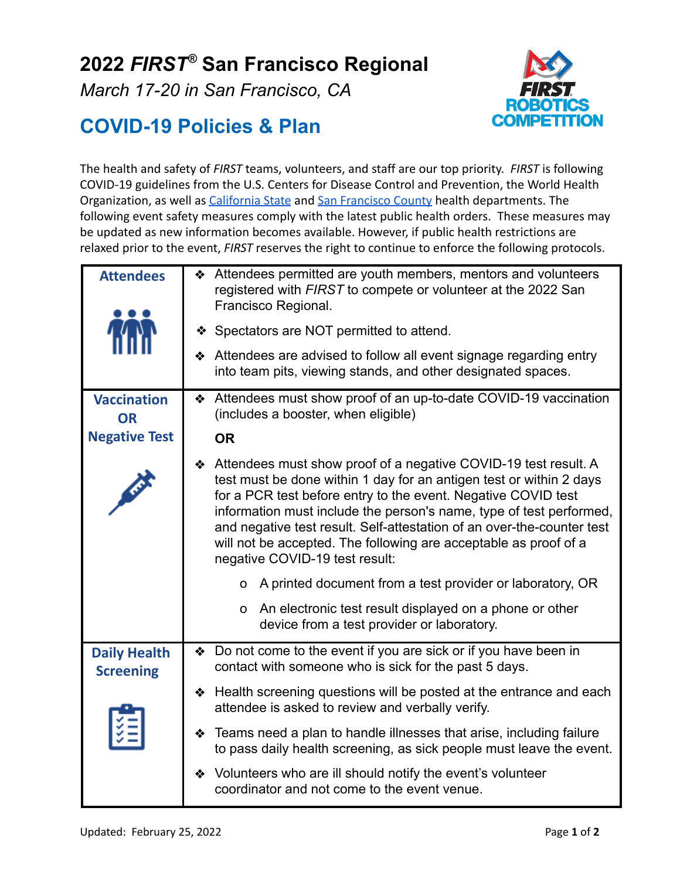# 2022 *FIRST*® San Francisco Regional

*March 17-20 in San Francisco, CA*

## COVID-19 Policies & Plan

The health and safety of *FIRST* teams, volunteers, and staff are our top priority. *FIRST* is following COVID-19 guidelines from the U.S. Centers for Disease Control and Prevention, the World Health Organization, as well as California State and San Francisco County health departments. The following event safety measures comply with the latest public health orders. These measures may be updated as new information becomes available. However, if public health restrictions are relaxed prior to the event, *FIRST* reserves the right to continue to enforce the following protocols.

| | |
|---|---|
| **Attendees** | ❖ Attendees permitted are youth members, mentors and volunteers registered with *FIRST* to compete or volunteer at the 2022 San Francisco Regional.<br>❖ Spectators are NOT permitted to attend.<br>❖ Attendees are advised to follow all event signage regarding entry into team pits, viewing stands, and other designated spaces. |
| **Vaccination OR Negative Test** | ❖ Attendees must show proof of an up-to-date COVID-19 vaccination (includes a booster, when eligible)<br>**OR**<br>❖ Attendees must show proof of a negative COVID-19 test result. A test must be done within 1 day for an antigen test or within 2 days for a PCR test before entry to the event. Negative COVID test information must include the person's name, type of test performed, and negative test result. Self-attestation of an over-the-counter test will not be accepted. The following are acceptable as proof of a negative COVID-19 test result:<br>o A printed document from a test provider or laboratory, OR<br>o An electronic test result displayed on a phone or other device from a test provider or laboratory. |
| **Daily Health Screening** | ❖ Do not come to the event if you are sick or if you have been in contact with someone who is sick for the past 5 days.<br>❖ Health screening questions will be posted at the entrance and each attendee is asked to review and verbally verify.<br>❖ Teams need a plan to handle illnesses that arise, including failure to pass daily health screening, as sick people must leave the event.<br>❖ Volunteers who are ill should notify the event's volunteer coordinator and not come to the event venue. |

Updated: February 25, 2022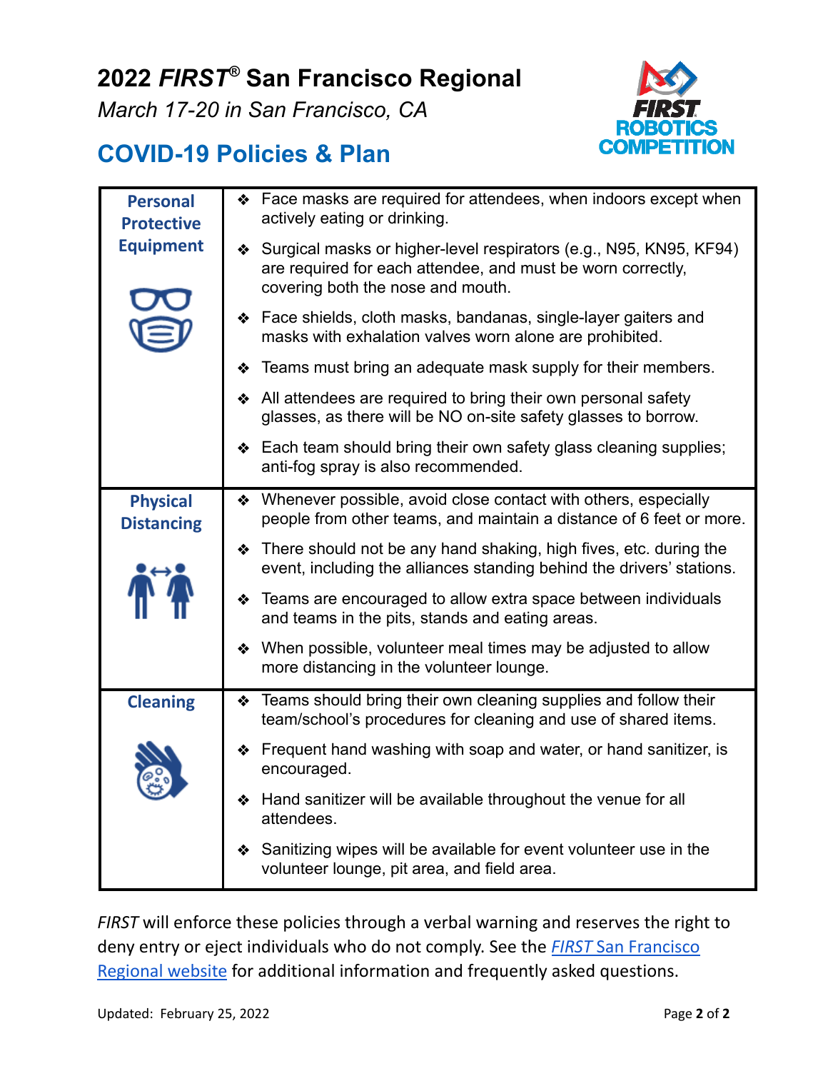# 2022 *FIRST*® San Francisco Regional

*March 17-20 in San Francisco, CA*

## COVID-19 Policies & Plan

| | |
|---|---|
| **Personal Protective Equipment** | ❖ Face masks are required for attendees, when indoors except when actively eating or drinking.<br>❖ Surgical masks or higher-level respirators (e.g., N95, KN95, KF94) are required for each attendee, and must be worn correctly, covering both the nose and mouth.<br>❖ Face shields, cloth masks, bandanas, single-layer gaiters and masks with exhalation valves worn alone are prohibited.<br>❖ Teams must bring an adequate mask supply for their members.<br>❖ All attendees are required to bring their own personal safety glasses, as there will be NO on-site safety glasses to borrow.<br>❖ Each team should bring their own safety glass cleaning supplies; anti-fog spray is also recommended. |
| **Physical Distancing** | ❖ Whenever possible, avoid close contact with others, especially people from other teams, and maintain a distance of 6 feet or more.<br>❖ There should not be any hand shaking, high fives, etc. during the event, including the alliances standing behind the drivers' stations.<br>❖ Teams are encouraged to allow extra space between individuals and teams in the pits, stands and eating areas.<br>❖ When possible, volunteer meal times may be adjusted to allow more distancing in the volunteer lounge. |
| **Cleaning** | ❖ Teams should bring their own cleaning supplies and follow their team/school's procedures for cleaning and use of shared items.<br>❖ Frequent hand washing with soap and water, or hand sanitizer, is encouraged.<br>❖ Hand sanitizer will be available throughout the venue for all attendees.<br>❖ Sanitizing wipes will be available for event volunteer use in the volunteer lounge, pit area, and field area. |

*FIRST* will enforce these policies through a verbal warning and reserves the right to deny entry or eject individuals who do not comply. See the [*FIRST* San Francisco Regional website]() for additional information and frequently asked questions.

Updated: February 25, 2022